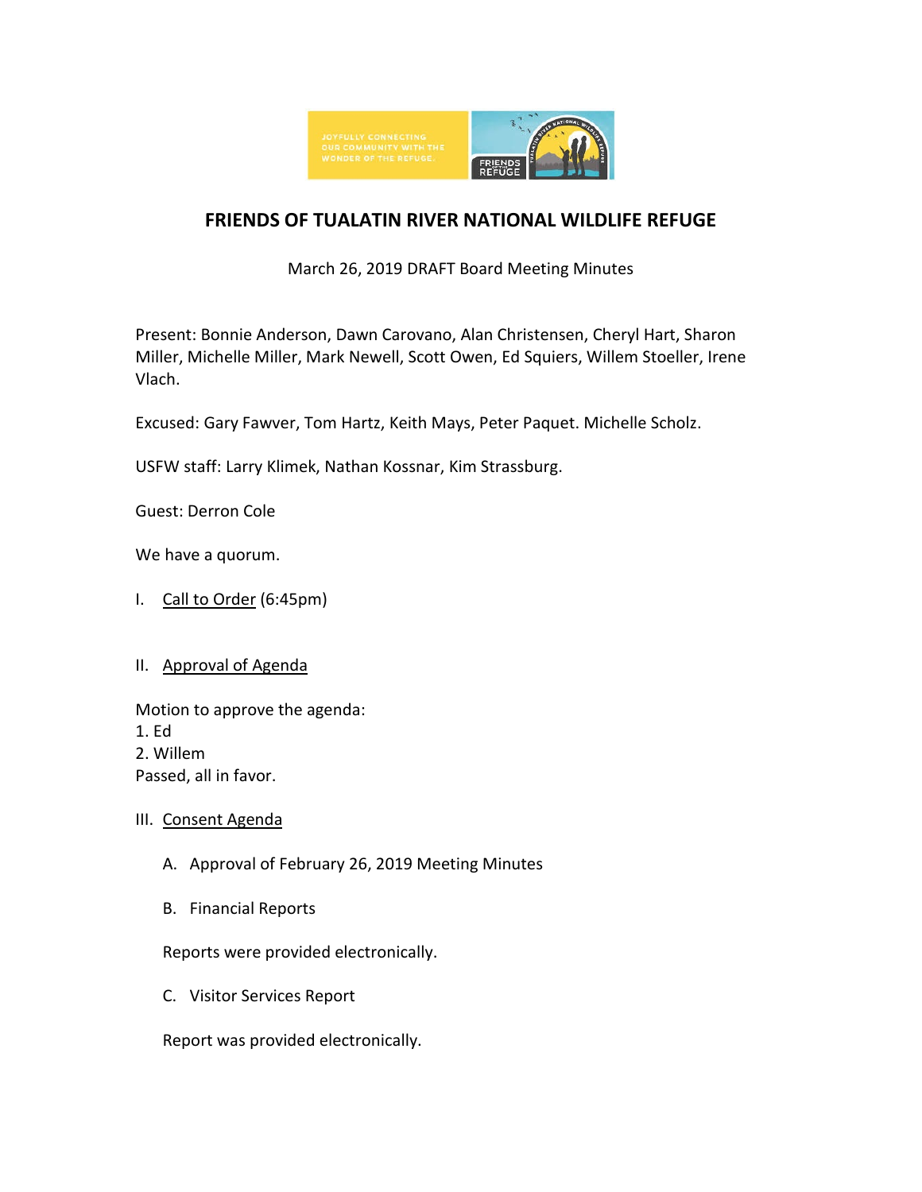# FRIENDS OF TUALATIN RIVER NATIONAL WILDLIFE REFUGE

March 26, 2019 DRAFT Board Meeting Minutes

Present: Bonnie Anderson, Dawn Carovano, Alan Christensen, Cheryl Hart, Sharon Miller, Michelle Miller, Mark Newell, Scott Owen, Ed Squiers, Willem Stoeller, Irene Vlach.

Excused: Gary Fawver, Tom Hartz, Keith Mays, Peter Paquet. Michelle Scholz.

USFW staff: Larry Klimek, Nathan Kossnar, Kim Strassburg.

Guest: Derron Cole

We have a quorum.

I. Call to Order (6:45pm)

II. Approval of Agenda

Motion to approve the agenda:
1. Ed
2. Willem
Passed, all in favor.

III. Consent Agenda

A. Approval of February 26, 2019 Meeting Minutes

B. Financial Reports

Reports were provided electronically.

C. Visitor Services Report

Report was provided electronically.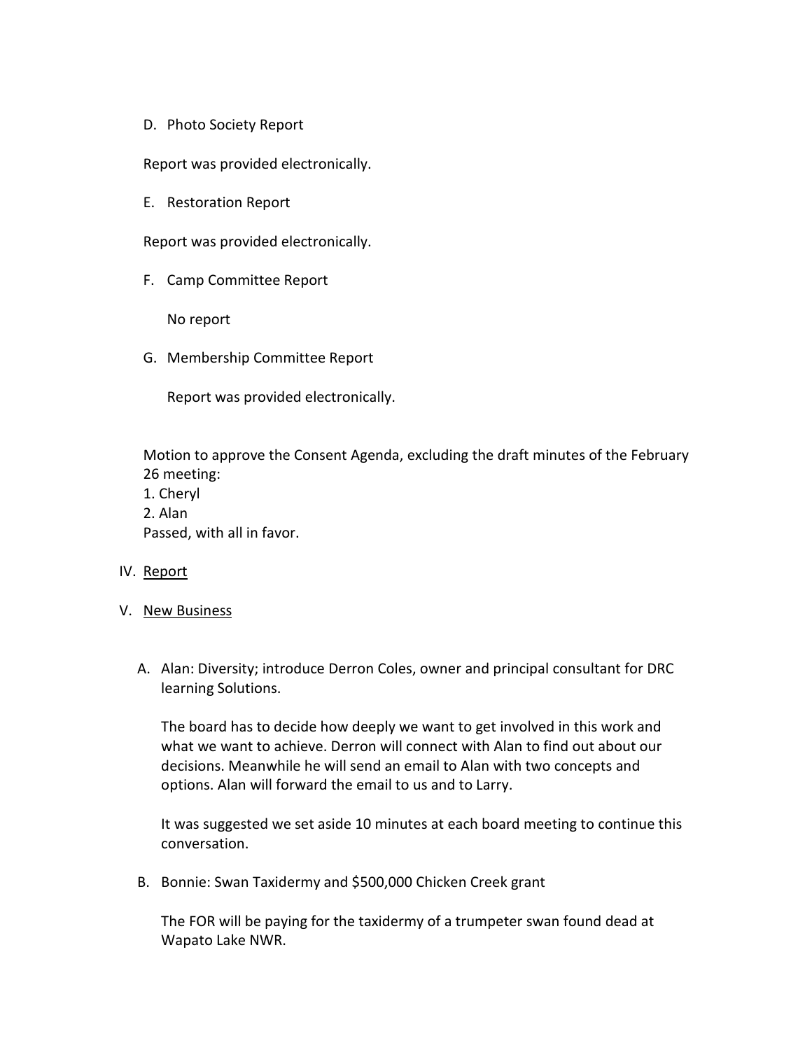D. Photo Society Report

Report was provided electronically.

E. Restoration Report

Report was provided electronically.

F. Camp Committee Report

No report

G. Membership Committee Report

Report was provided electronically.

Motion to approve the Consent Agenda, excluding the draft minutes of the February 26 meeting:
1. Cheryl
2. Alan
Passed, with all in favor.

IV. Report

V. New Business

A. Alan: Diversity; introduce Derron Coles, owner and principal consultant for DRC learning Solutions.

The board has to decide how deeply we want to get involved in this work and what we want to achieve. Derron will connect with Alan to find out about our decisions. Meanwhile he will send an email to Alan with two concepts and options. Alan will forward the email to us and to Larry.

It was suggested we set aside 10 minutes at each board meeting to continue this conversation.

B. Bonnie: Swan Taxidermy and $500,000 Chicken Creek grant

The FOR will be paying for the taxidermy of a trumpeter swan found dead at Wapato Lake NWR.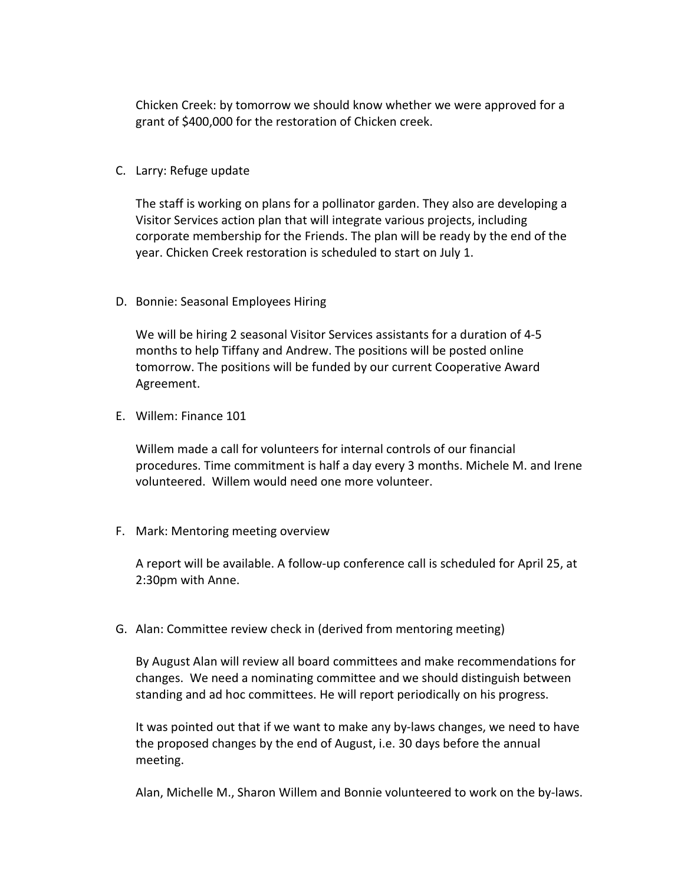Chicken Creek: by tomorrow we should know whether we were approved for a grant of $400,000 for the restoration of Chicken creek.

C. Larry: Refuge update

   The staff is working on plans for a pollinator garden. They also are developing a Visitor Services action plan that will integrate various projects, including corporate membership for the Friends. The plan will be ready by the end of the year. Chicken Creek restoration is scheduled to start on July 1.

D. Bonnie: Seasonal Employees Hiring

   We will be hiring 2 seasonal Visitor Services assistants for a duration of 4-5 months to help Tiffany and Andrew. The positions will be posted online tomorrow. The positions will be funded by our current Cooperative Award Agreement.

E. Willem: Finance 101

   Willem made a call for volunteers for internal controls of our financial procedures. Time commitment is half a day every 3 months. Michele M. and Irene volunteered. Willem would need one more volunteer.

F. Mark: Mentoring meeting overview

   A report will be available. A follow-up conference call is scheduled for April 25, at 2:30pm with Anne.

G. Alan: Committee review check in (derived from mentoring meeting)

   By August Alan will review all board committees and make recommendations for changes. We need a nominating committee and we should distinguish between standing and ad hoc committees. He will report periodically on his progress.

   It was pointed out that if we want to make any by-laws changes, we need to have the proposed changes by the end of August, i.e. 30 days before the annual meeting.

   Alan, Michelle M., Sharon Willem and Bonnie volunteered to work on the by-laws.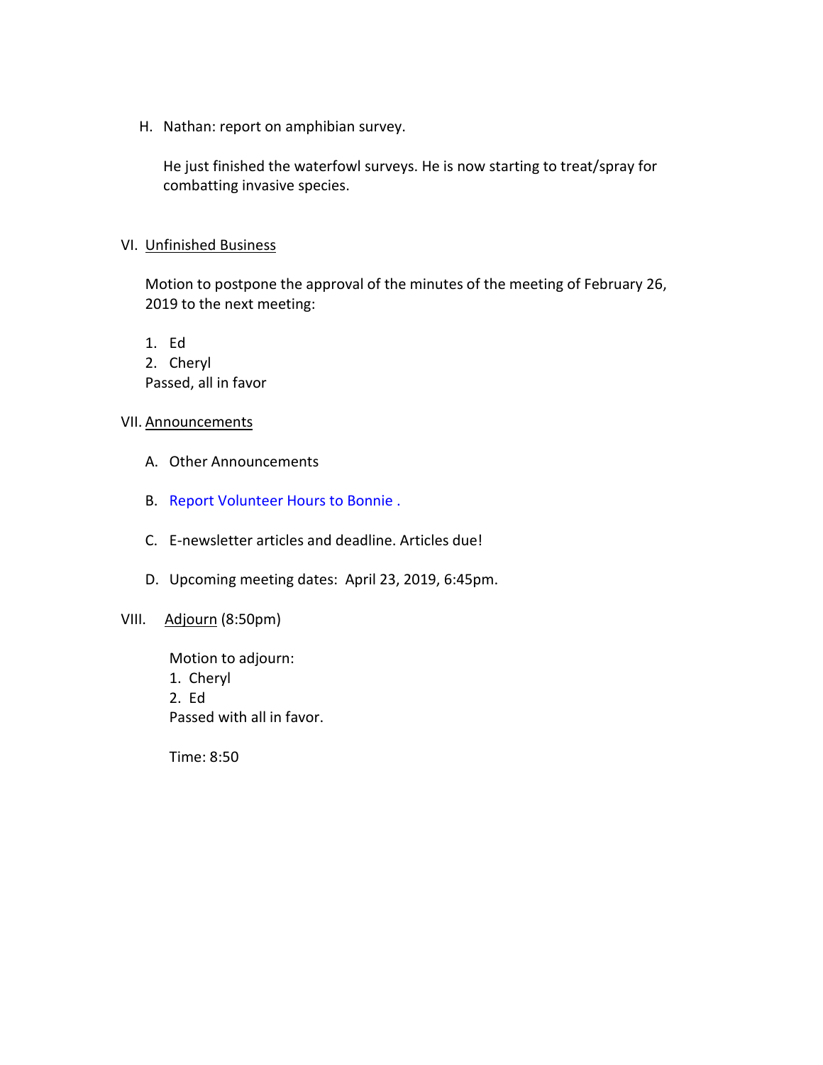H. Nathan: report on amphibian survey.

He just finished the waterfowl surveys. He is now starting to treat/spray for combatting invasive species.

VI. Unfinished Business

Motion to postpone the approval of the minutes of the meeting of February 26, 2019 to the next meeting:

1. Ed
2. Cheryl

Passed, all in favor

VII. Announcements

A. Other Announcements

B. Report Volunteer Hours to Bonnie .

C. E-newsletter articles and deadline. Articles due!

D. Upcoming meeting dates: April 23, 2019, 6:45pm.

VIII. Adjourn (8:50pm)

Motion to adjourn:
1. Cheryl
2. Ed

Passed with all in favor.

Time: 8:50